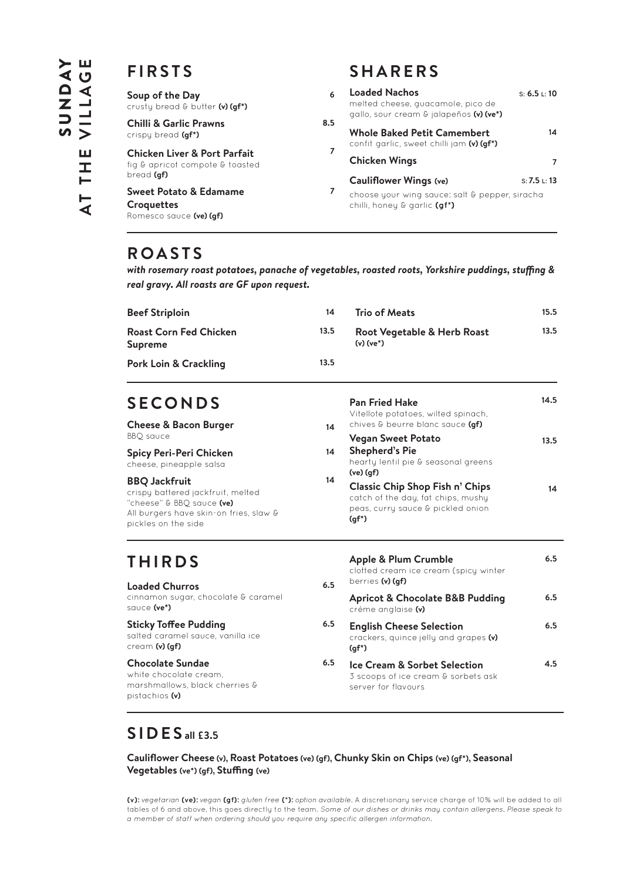# SUNDAY AT THE VILLAGE

## FIRSTS

**Soup of the Day** 6
crusty bread & butter **(v) (gf*)**

**Chilli & Garlic Prawns** 8.5
crispy bread **(gf*)**

**Chicken Liver & Port Parfait** 7
fig & apricot compote & toasted bread **(gf)**

**Sweet Potato & Edamame Croquettes** 7
Romesco sauce **(ve) (gf)**

## SHARERS

**Loaded Nachos** S: **6.5** L: **10**
melted cheese, guacamole, pico de gallo, sour cream & jalapeños **(v) (ve*)**

**Whole Baked Petit Camembert** 14
confit garlic, sweet chilli jam **(v) (gf*)**

**Chicken Wings** 7

**Cauliflower Wings (ve)** S: **7.5** L: **13**

choose your wing sauce: salt & pepper, siracha chilli, honey & garlic **(gf*)**

## ROASTS

***with rosemary roast potatoes, panache of vegetables, roasted roots, Yorkshire puddings, stuffing & real gravy. All roasts are GF upon request.***

**Beef Striploin** 14

**Roast Corn Fed Chicken Supreme** 13.5

**Pork Loin & Crackling** 13.5

**Trio of Meats** 15.5

**Root Vegetable & Herb Roast** 13.5
(v) (ve*)

## SECONDS

**Cheese & Bacon Burger** 14
BBQ sauce

**Spicy Peri-Peri Chicken** 14
cheese, pineapple salsa

**BBQ Jackfruit** 14
crispy battered jackfruit, melted "cheese" & BBQ sauce **(ve)**

All burgers have skin-on fries, slaw & pickles on the side

**Pan Fried Hake** 14.5
Vitellote potatoes, wilted spinach, chives & beurre blanc sauce **(gf)**

**Vegan Sweet Potato Shepherd's Pie** 13.5
hearty lentil pie & seasonal greens **(ve) (gf)**

**Classic Chip Shop Fish n' Chips** 14
catch of the day, fat chips, mushy peas, curry sauce & pickled onion **(gf*)**

## THIRDS

**Loaded Churros** 6.5
cinnamon sugar, chocolate & caramel sauce **(ve*)**

**Sticky Toffee Pudding** 6.5
salted caramel sauce, vanilla ice cream **(v) (gf)**

**Chocolate Sundae** 6.5
white chocolate cream, marshmallows, black cherries & pistachios **(v)**

**Apple & Plum Crumble** 6.5
clotted cream ice cream (spicy winter berries **(v) (gf)**

**Apricot & Chocolate B&B Pudding** 6.5
crème anglaise **(v)**

**English Cheese Selection** 6.5
crackers, quince jelly and grapes **(v) (gf*)**

**Ice Cream & Sorbet Selection** 4.5
3 scoops of ice cream & sorbets ask server for flavours

## SIDES all £3.5

**Cauliflower Cheese (v), Roast Potatoes (ve) (gf), Chunky Skin on Chips (ve) (gf*), Seasonal Vegetables (ve*) (gf), Stuffing (ve)**

**(v):** *vegetarian* **(ve):** *vegan* **(gf):** *gluten free* **(*):** *option available*. A discretionary service charge of 10% will be added to all tables of 6 and above, this goes directly to the team. *Some of our dishes or drinks may contain allergens. Please speak to a member of staff when ordering should you require any specific allergen information.*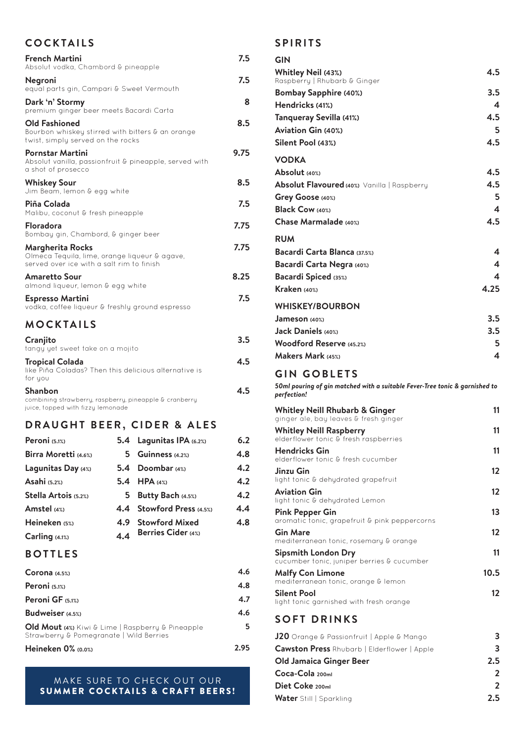## COCKTAILS

**French Martini** — 7.5
Absolut vodka, Chambord & pineapple

**Negroni** — 7.5
equal parts gin, Campari & Sweet Vermouth

**Dark 'n' Stormy** — 8
premium ginger beer meets Bacardi Carta

**Old Fashioned** — 8.5
Bourbon whiskey stirred with bitters & an orange twist, simply served on the rocks

**Pornstar Martini** — 9.75
Absolut vanilla, passionfruit & pineapple, served with a shot of prosecco

**Whiskey Sour** — 8.5
Jim Beam, lemon & egg white

**Piña Colada** — 7.5
Malibu, coconut & fresh pineapple

**Floradora** — 7.75
Bombay gin, Chambord, & ginger beer

**Margherita Rocks** — 7.75
Olmeca Tequila, lime, orange liqueur & agave, served over ice with a salt rim to finish

**Amaretto Sour** — 8.25
almond liqueur, lemon & egg white

**Espresso Martini** — 7.5
vodka, coffee liqueur & freshly ground espresso

## MOCKTAILS

**Cranjito** — 3.5
tangy yet sweet take on a mojito

**Tropical Colada** — 4.5
like Piña Coladas? Then this delicious alternative is for you

**Shanbon** — 4.5
combining strawberry, raspberry, pineapple & cranberry juice, topped with fizzy lemonade

## DRAUGHT BEER, CIDER & ALES

| | | | |
|---|---|---|---|
| Peroni (5.1%) | 5.4 | Lagunitas IPA (6.2%) | 6.2 |
| Birra Moretti (4.6%) | 5 | Guinness (4.2%) | 4.8 |
| Lagunitas Day (4%) | 5.4 | Doombar (4%) | 4.2 |
| Asahi (5.2%) | 5.4 | HPA (4%) | 4.2 |
| Stella Artois (5.2%) | 5 | Butty Bach (4.5%) | 4.2 |
| Amstel (4%) | 4.4 | Stowford Press (4.5%) | 4.4 |
| Heineken (5%) | 4.9 | Stowford Mixed Berries Cider (4%) | 4.8 |
| Carling (4.1%) | 4.4 | | |

## BOTTLES

| | |
|---|---|
| Corona (4.5%) | 4.6 |
| Peroni (5.1%) | 4.8 |
| Peroni GF (5.1%) | 4.7 |
| Budweiser (4.5%) | 4.6 |
| Old Mout (4%) Kiwi & Lime \| Raspberry & Pineapple \| Strawberry & Pomegranate \| Wild Berries | 5 |
| Heineken 0% (0.0%) | 2.95 |

MAKE SURE TO CHECK OUT OUR **SUMMER COCKTAILS & CRAFT BEERS!**

## SPIRITS

### GIN

| | |
|---|---|
| Whitley Neil (43%) Raspberry \| Rhubarb & Ginger | 4.5 |
| Bombay Sapphire (40%) | 3.5 |
| Hendricks (41%) | 4 |
| Tanqueray Sevilla (41%) | 4.5 |
| Aviation Gin (40%) | 5 |
| Silent Pool (43%) | 4.5 |

### VODKA

| | |
|---|---|
| Absolut (40%) | 4.5 |
| Absolut Flavoured (40%) Vanilla \| Raspberry | 4.5 |
| Grey Goose (40%) | 5 |
| Black Cow (40%) | 4 |
| Chase Marmalade (40%) | 4.5 |

### RUM

| | |
|---|---|
| Bacardi Carta Blanca (37.5%) | 4 |
| Bacardi Carta Negra (40%) | 4 |
| Bacardi Spiced (35%) | 4 |
| Kraken (40%) | 4.25 |

### WHISKEY/BOURBON

| | |
|---|---|
| Jameson (40%) | 3.5 |
| Jack Daniels (40%) | 3.5 |
| Woodford Reserve (45.2%) | 5 |
| Makers Mark (45%) | 4 |

## GIN GOBLETS

*50ml pouring of gin matched with a suitable Fever-Tree tonic & garnished to perfection!*

**Whitley Neill Rhubarb & Ginger** — 11
ginger ale, bay leaves & fresh ginger

**Whitley Neill Raspberry** — 11
elderflower tonic & fresh raspberries

**Hendricks Gin** — 11
elderflower tonic & fresh cucumber

**Jinzu Gin** — 12
light tonic & dehydrated grapefruit

**Aviation Gin** — 12
light tonic & dehydrated Lemon

**Pink Pepper Gin** — 13
aromatic tonic, grapefruit & pink peppercorns

**Gin Mare** — 12
mediterranean tonic, rosemary & orange

**Sipsmith London Dry** — 11
cucumber tonic, juniper berries & cucumber

**Malfy Con Limone** — 10.5
mediterranean tonic, orange & lemon

**Silent Pool** — 12
light tonic garnished with fresh orange

## SOFT DRINKS

| | |
|---|---|
| J20 Orange & Passionfruit \| Apple & Mango | 3 |
| Cawston Press Rhubarb \| Elderflower \| Apple | 3 |
| Old Jamaica Ginger Beer | 2.5 |
| Coca-Cola 200ml | 2 |
| Diet Coke 200ml | 2 |
| Water Still \| Sparkling | 2.5 |